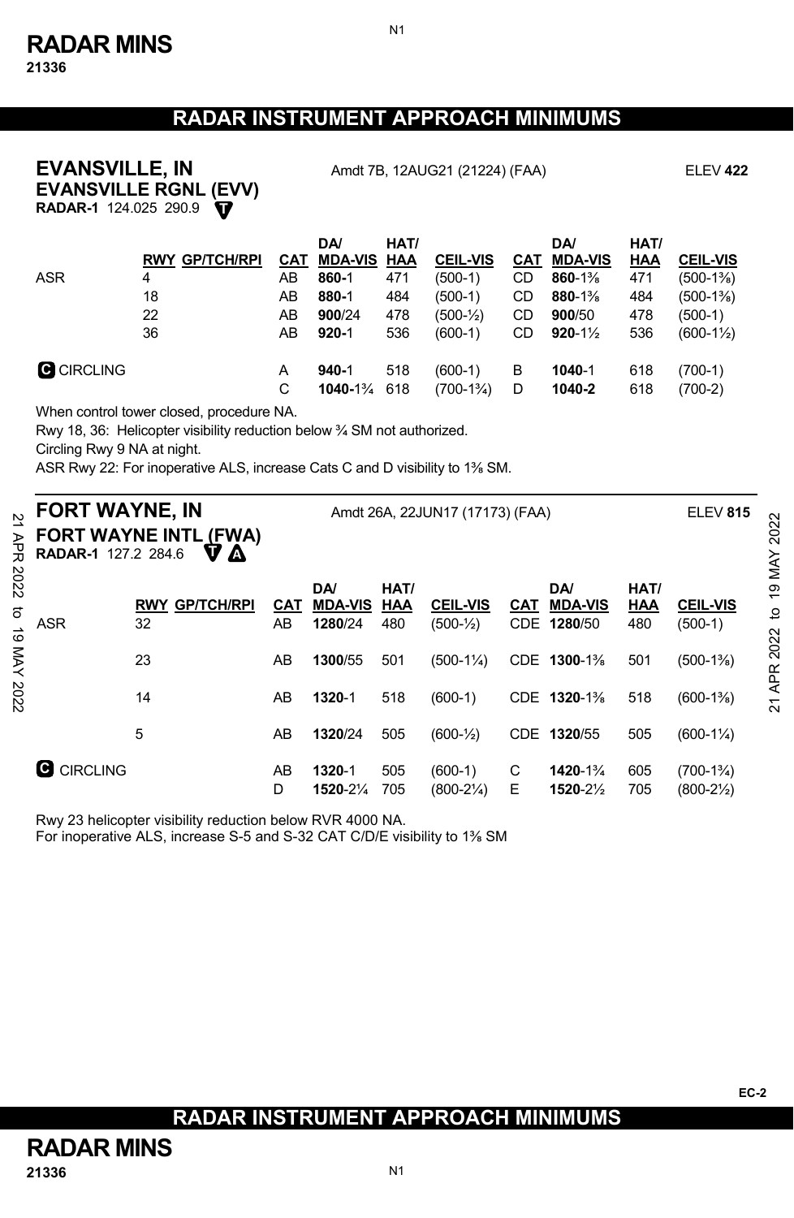# RADAR INSTRUMENT APPROACH MINIMUMS

## EVANSVILLE, IN

**EVANSVILLE RGNL (EVV)**

Amdt 7B, 12AUG21 (21224) (FAA) ELEV **422**

**RADAR-1** 124.025 290.9 T

| | RWY GP/TCH/RPI | CAT | DA/ MDA-VIS | HAT/ HAA | CEIL-VIS | CAT | DA/ MDA-VIS | HAT/ HAA | CEIL-VIS |
|---|---|---|---|---|---|---|---|---|---|
| ASR | 4 | AB | **860-**1 | 471 | (500-1) | CD | **860**-1⅜ | 471 | (500-1⅜) |
| | 18 | AB | **880-**1 | 484 | (500-1) | CD | **880**-1⅜ | 484 | (500-1⅜) |
| | 22 | AB | **900**/24 | 478 | (500-½) | CD | **900**/50 | 478 | (500-1) |
| | 36 | AB | **920-**1 | 536 | (600-1) | CD | **920**-1½ | 536 | (600-1½) |
| C CIRCLING | | A | **940-**1 | 518 | (600-1) | B | **1040**-1 | 618 | (700-1) |
| | | C | **1040-**1¾ | 618 | (700-1¾) | D | **1040-2** | 618 | (700-2) |

When control tower closed, procedure NA.
Rwy 18, 36: Helicopter visibility reduction below ¾ SM not authorized.
Circling Rwy 9 NA at night.
ASR Rwy 22: For inoperative ALS, increase Cats C and D visibility to 1⅜ SM.

## FORT WAYNE, IN

**FORT WAYNE INTL (FWA)**

Amdt 26A, 22JUN17 (17173) (FAA) ELEV **815**

**RADAR-1** 127.2 284.6 T A

| | RWY GP/TCH/RPI | CAT | DA/ MDA-VIS | HAT/ HAA | CEIL-VIS | CAT | DA/ MDA-VIS | HAT/ HAA | CEIL-VIS |
|---|---|---|---|---|---|---|---|---|---|
| ASR | 32 | AB | **1280**/24 | 480 | (500-½) | CDE | **1280**/50 | 480 | (500-1) |
| | 23 | AB | **1300**/55 | 501 | (500-1¼) | CDE | **1300**-1⅜ | 501 | (500-1⅜) |
| | 14 | AB | **1320**-1 | 518 | (600-1) | CDE | **1320**-1⅜ | 518 | (600-1⅜) |
| | 5 | AB | **1320**/24 | 505 | (600-½) | CDE | **1320**/55 | 505 | (600-1¼) |
| C CIRCLING | | AB | **1320**-1 | 505 | (600-1) | C | **1420**-1¾ | 605 | (700-1¾) |
| | | D | **1520**-2¼ | 705 | (800-2¼) | E | **1520**-2½ | 705 | (800-2½) |

Rwy 23 helicopter visibility reduction below RVR 4000 NA.
For inoperative ALS, increase S-5 and S-32 CAT C/D/E visibility to 1⅜ SM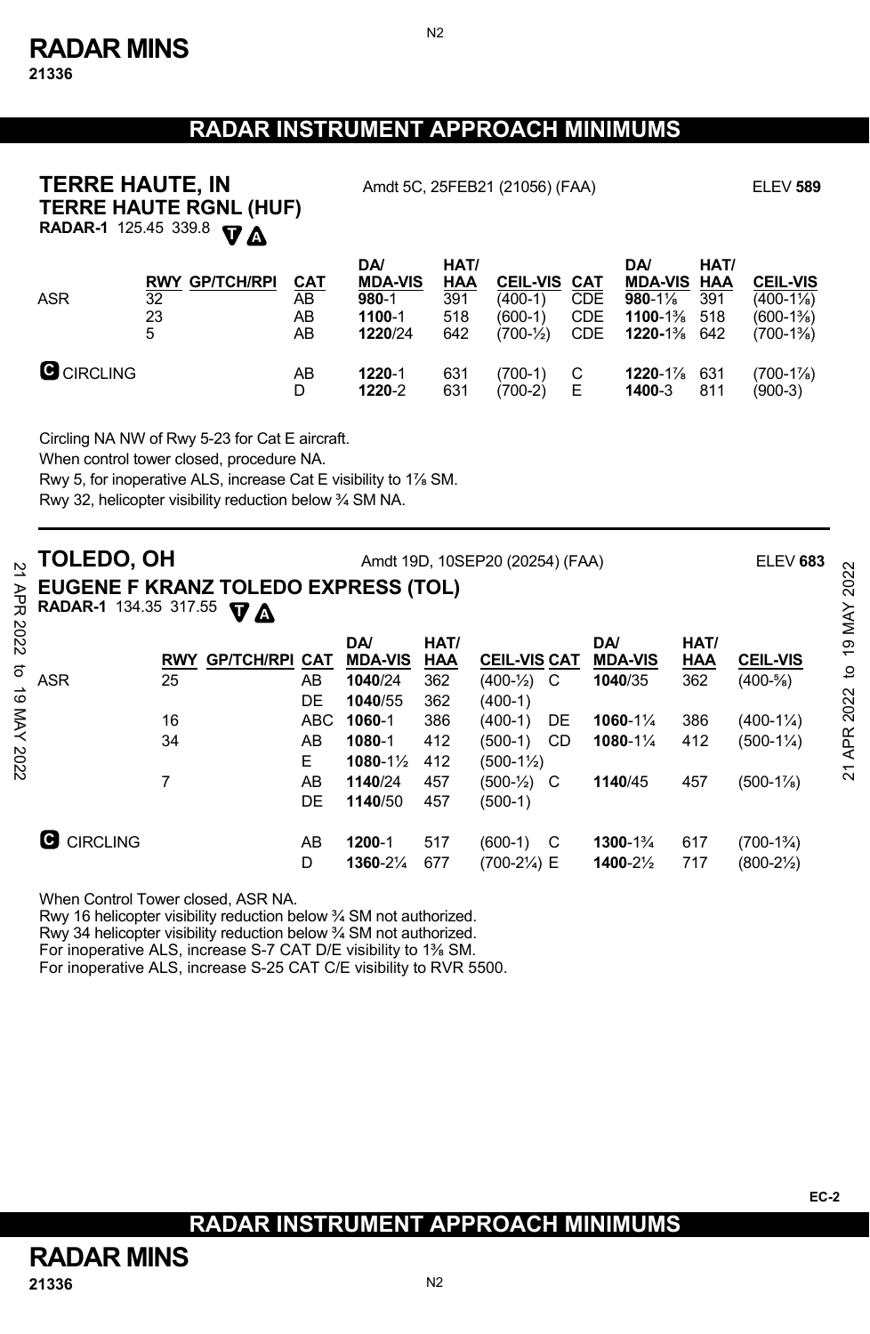# RADAR INSTRUMENT APPROACH MINIMUMS

## TERRE HAUTE, IN

**TERRE HAUTE RGNL (HUF)**

Amdt 5C, 25FEB21 (21056) (FAA) — ELEV **589**

**RADAR-1** 125.45 339.8 T A

| | RWY | GP/TCH/RPI | CAT | DA/ MDA-VIS | HAT/ HAA | CEIL-VIS | CAT | DA/ MDA-VIS | HAT/ HAA | CEIL-VIS |
|---|---|---|---|---|---|---|---|---|---|---|
| ASR | 32 | | AB | **980**-1 | 391 | (400-1) | CDE | **980**-1⅛ | 391 | (400-1⅛) |
| | 23 | | AB | **1100**-1 | 518 | (600-1) | CDE | **1100**-1⅜ | 518 | (600-1⅜) |
| | 5 | | AB | **1220**/24 | 642 | (700-½) | CDE | **1220**-1⅜ | 642 | (700-1⅜) |
| C CIRCLING | | | AB | **1220**-1 | 631 | (700-1) | C | **1220**-1⅞ | 631 | (700-1⅞) |
| | | | D | **1220**-2 | 631 | (700-2) | E | **1400**-3 | 811 | (900-3) |

Circling NA NW of Rwy 5-23 for Cat E aircraft.
When control tower closed, procedure NA.
Rwy 5, for inoperative ALS, increase Cat E visibility to 1⅞ SM.
Rwy 32, helicopter visibility reduction below ¾ SM NA.

## TOLEDO, OH

**EUGENE F KRANZ TOLEDO EXPRESS (TOL)**

Amdt 19D, 10SEP20 (20254) (FAA) — ELEV **683**

**RADAR-1** 134.35 317.55 T A

| | RWY | GP/TCH/RPI | CAT | DA/ MDA-VIS | HAT/ HAA | CEIL-VIS | CAT | DA/ MDA-VIS | HAT/ HAA | CEIL-VIS |
|---|---|---|---|---|---|---|---|---|---|---|
| ASR | 25 | | AB | **1040**/24 | 362 | (400-½) | C | **1040**/35 | 362 | (400-⅝) |
| | | | DE | **1040**/55 | 362 | (400-1) | | | | |
| | 16 | | ABC | **1060**-1 | 386 | (400-1) | DE | **1060**-1¼ | 386 | (400-1¼) |
| | 34 | | AB | **1080**-1 | 412 | (500-1) | CD | **1080**-1¼ | 412 | (500-1¼) |
| | | | E | **1080**-1½ | 412 | (500-1½) | | | | |
| | 7 | | AB | **1140**/24 | 457 | (500-½) | C | **1140**/45 | 457 | (500-1⅛) |
| | | | DE | **1140**/50 | 457 | (500-1) | | | | |
| C CIRCLING | | | AB | **1200**-1 | 517 | (600-1) | C | **1300**-1¾ | 617 | (700-1¾) |
| | | | D | **1360**-2¼ | 677 | (700-2¼) | E | **1400**-2½ | 717 | (800-2½) |

When Control Tower closed, ASR NA.
Rwy 16 helicopter visibility reduction below ¾ SM not authorized.
Rwy 34 helicopter visibility reduction below ¾ SM not authorized.
For inoperative ALS, increase S-7 CAT D/E visibility to 1⅜ SM.
For inoperative ALS, increase S-25 CAT C/E visibility to RVR 5500.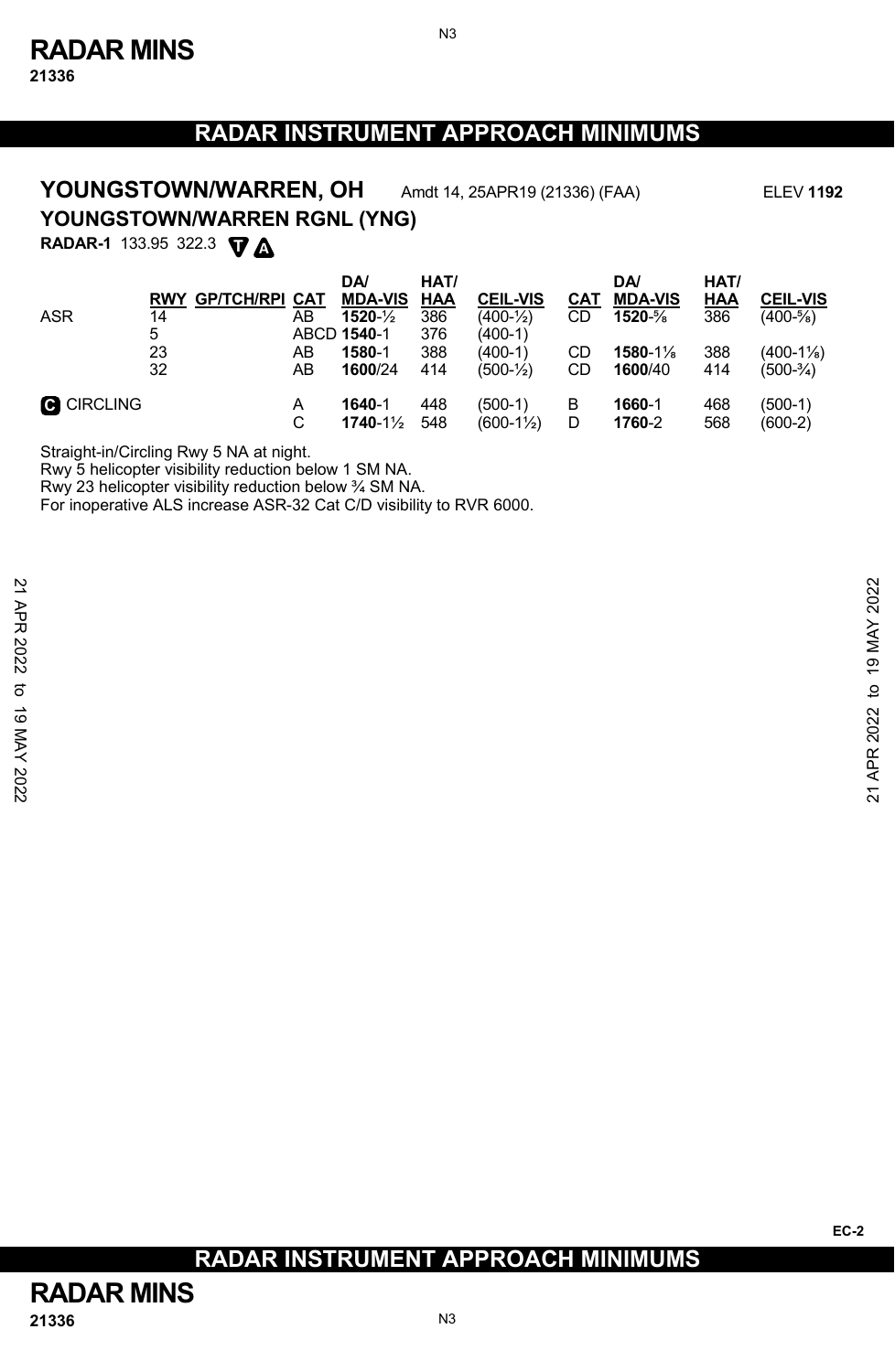# RADAR INSTRUMENT APPROACH MINIMUMS

## YOUNGSTOWN/WARREN, OH

Amdt 14, 25APR19 (21336) (FAA) ELEV **1192**

### YOUNGSTOWN/WARREN RGNL (YNG)

**RADAR-1** 133.95 322.3 T A

| | RWY | GP/TCH/RPI | CAT | DA/ MDA-VIS | HAT/ HAA | CEIL-VIS | CAT | DA/ MDA-VIS | HAT/ HAA | CEIL-VIS |
|---|---|---|---|---|---|---|---|---|---|---|
| ASR | 14 | | AB | **1520**-½ | 386 | (400-½) | CD | **1520**-⅝ | 386 | (400-⅝) |
| | 5 | | ABCD | **1540**-1 | 376 | (400-1) | | | | |
| | 23 | | AB | **1580**-1 | 388 | (400-1) | CD | **1580**-1⅛ | 388 | (400-1⅛) |
| | 32 | | AB | **1600**/24 | 414 | (500-½) | CD | **1600**/40 | 414 | (500-¾) |
| C CIRCLING | | | A | **1640**-1 | 448 | (500-1) | B | **1660**-1 | 468 | (500-1) |
| | | | C | **1740**-1½ | 548 | (600-1½) | D | **1760**-2 | 568 | (600-2) |

Straight-in/Circling Rwy 5 NA at night.
Rwy 5 helicopter visibility reduction below 1 SM NA.
Rwy 23 helicopter visibility reduction below ¾ SM NA.
For inoperative ALS increase ASR-32 Cat C/D visibility to RVR 6000.